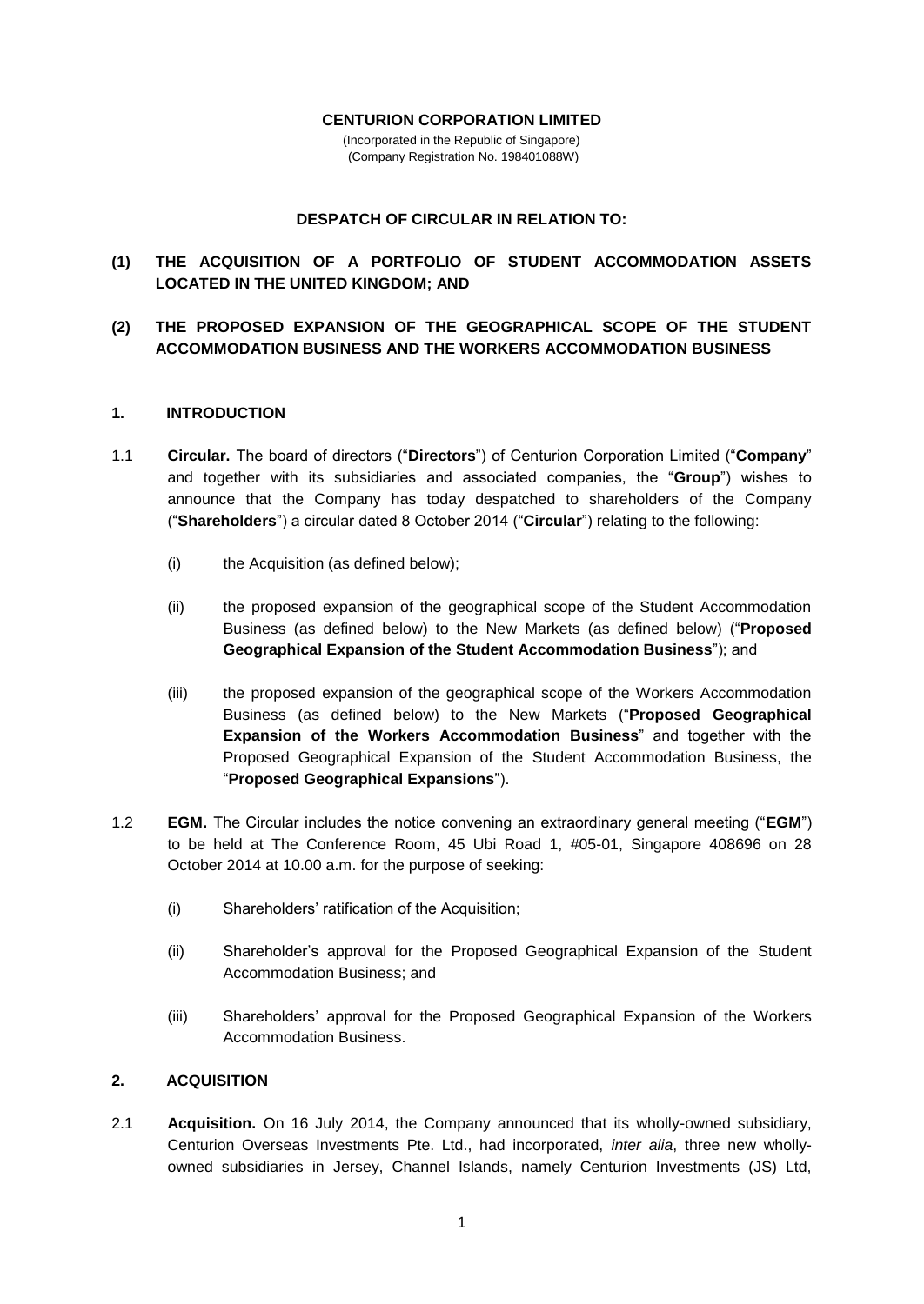**CENTURION CORPORATION LIMITED**

(Incorporated in the Republic of Singapore)
(Company Registration No. 198401088W)

**DESPATCH OF CIRCULAR IN RELATION TO:**

**(1) THE ACQUISITION OF A PORTFOLIO OF STUDENT ACCOMMODATION ASSETS LOCATED IN THE UNITED KINGDOM; AND**

**(2) THE PROPOSED EXPANSION OF THE GEOGRAPHICAL SCOPE OF THE STUDENT ACCOMMODATION BUSINESS AND THE WORKERS ACCOMMODATION BUSINESS**

## 1. INTRODUCTION

1.1 **Circular.** The board of directors ("**Directors**") of Centurion Corporation Limited ("**Company**" and together with its subsidiaries and associated companies, the "**Group**") wishes to announce that the Company has today despatched to shareholders of the Company ("**Shareholders**") a circular dated 8 October 2014 ("**Circular**") relating to the following:

(i) the Acquisition (as defined below);

(ii) the proposed expansion of the geographical scope of the Student Accommodation Business (as defined below) to the New Markets (as defined below) ("**Proposed Geographical Expansion of the Student Accommodation Business**"); and

(iii) the proposed expansion of the geographical scope of the Workers Accommodation Business (as defined below) to the New Markets ("**Proposed Geographical Expansion of the Workers Accommodation Business**" and together with the Proposed Geographical Expansion of the Student Accommodation Business, the "**Proposed Geographical Expansions**").

1.2 **EGM.** The Circular includes the notice convening an extraordinary general meeting ("**EGM**") to be held at The Conference Room, 45 Ubi Road 1, #05-01, Singapore 408696 on 28 October 2014 at 10.00 a.m. for the purpose of seeking:

(i) Shareholders' ratification of the Acquisition;

(ii) Shareholder's approval for the Proposed Geographical Expansion of the Student Accommodation Business; and

(iii) Shareholders' approval for the Proposed Geographical Expansion of the Workers Accommodation Business.

## 2. ACQUISITION

2.1 **Acquisition.** On 16 July 2014, the Company announced that its wholly-owned subsidiary, Centurion Overseas Investments Pte. Ltd., had incorporated, *inter alia*, three new wholly-owned subsidiaries in Jersey, Channel Islands, namely Centurion Investments (JS) Ltd,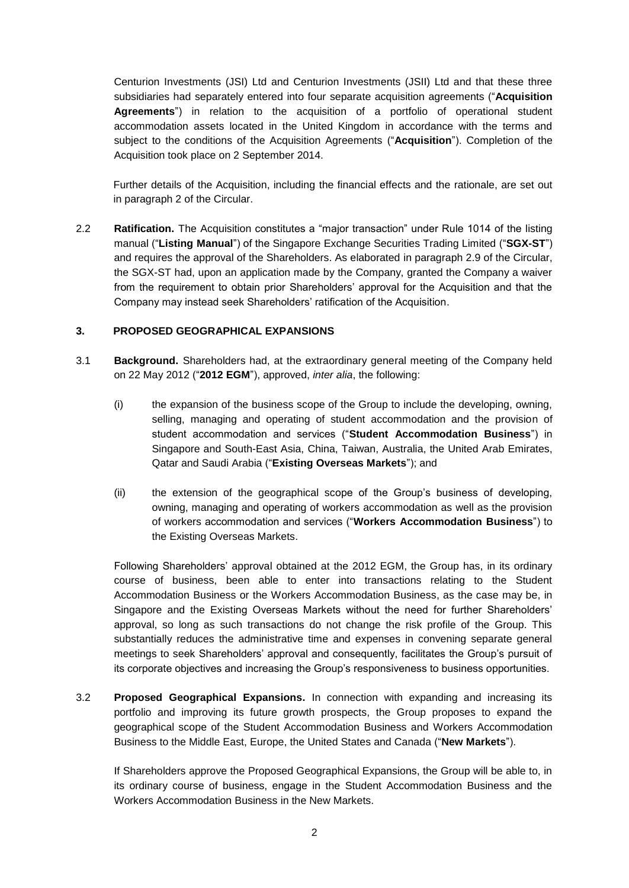Centurion Investments (JSI) Ltd and Centurion Investments (JSII) Ltd and that these three subsidiaries had separately entered into four separate acquisition agreements ("**Acquisition Agreements**") in relation to the acquisition of a portfolio of operational student accommodation assets located in the United Kingdom in accordance with the terms and subject to the conditions of the Acquisition Agreements ("**Acquisition**"). Completion of the Acquisition took place on 2 September 2014.

Further details of the Acquisition, including the financial effects and the rationale, are set out in paragraph 2 of the Circular.

2.2 **Ratification.** The Acquisition constitutes a "major transaction" under Rule 1014 of the listing manual ("**Listing Manual**") of the Singapore Exchange Securities Trading Limited ("**SGX-ST**") and requires the approval of the Shareholders. As elaborated in paragraph 2.9 of the Circular, the SGX-ST had, upon an application made by the Company, granted the Company a waiver from the requirement to obtain prior Shareholders' approval for the Acquisition and that the Company may instead seek Shareholders' ratification of the Acquisition.

## 3. PROPOSED GEOGRAPHICAL EXPANSIONS

3.1 **Background.** Shareholders had, at the extraordinary general meeting of the Company held on 22 May 2012 ("**2012 EGM**"), approved, *inter alia*, the following:

(i) the expansion of the business scope of the Group to include the developing, owning, selling, managing and operating of student accommodation and the provision of student accommodation and services ("**Student Accommodation Business**") in Singapore and South-East Asia, China, Taiwan, Australia, the United Arab Emirates, Qatar and Saudi Arabia ("**Existing Overseas Markets**"); and

(ii) the extension of the geographical scope of the Group's business of developing, owning, managing and operating of workers accommodation as well as the provision of workers accommodation and services ("**Workers Accommodation Business**") to the Existing Overseas Markets.

Following Shareholders' approval obtained at the 2012 EGM, the Group has, in its ordinary course of business, been able to enter into transactions relating to the Student Accommodation Business or the Workers Accommodation Business, as the case may be, in Singapore and the Existing Overseas Markets without the need for further Shareholders' approval, so long as such transactions do not change the risk profile of the Group. This substantially reduces the administrative time and expenses in convening separate general meetings to seek Shareholders' approval and consequently, facilitates the Group's pursuit of its corporate objectives and increasing the Group's responsiveness to business opportunities.

3.2 **Proposed Geographical Expansions.** In connection with expanding and increasing its portfolio and improving its future growth prospects, the Group proposes to expand the geographical scope of the Student Accommodation Business and Workers Accommodation Business to the Middle East, Europe, the United States and Canada ("**New Markets**").

If Shareholders approve the Proposed Geographical Expansions, the Group will be able to, in its ordinary course of business, engage in the Student Accommodation Business and the Workers Accommodation Business in the New Markets.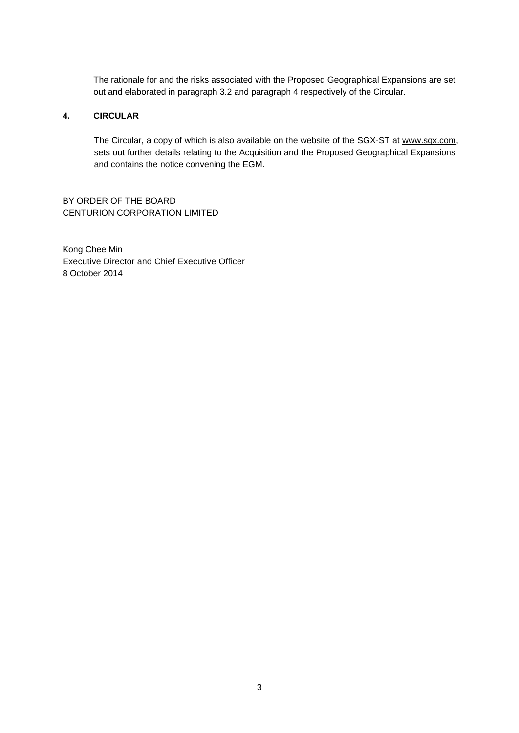The rationale for and the risks associated with the Proposed Geographical Expansions are set out and elaborated in paragraph 3.2 and paragraph 4 respectively of the Circular.

## 4. CIRCULAR

The Circular, a copy of which is also available on the website of the SGX-ST at www.sgx.com, sets out further details relating to the Acquisition and the Proposed Geographical Expansions and contains the notice convening the EGM.

BY ORDER OF THE BOARD
CENTURION CORPORATION LIMITED

Kong Chee Min
Executive Director and Chief Executive Officer
8 October 2014